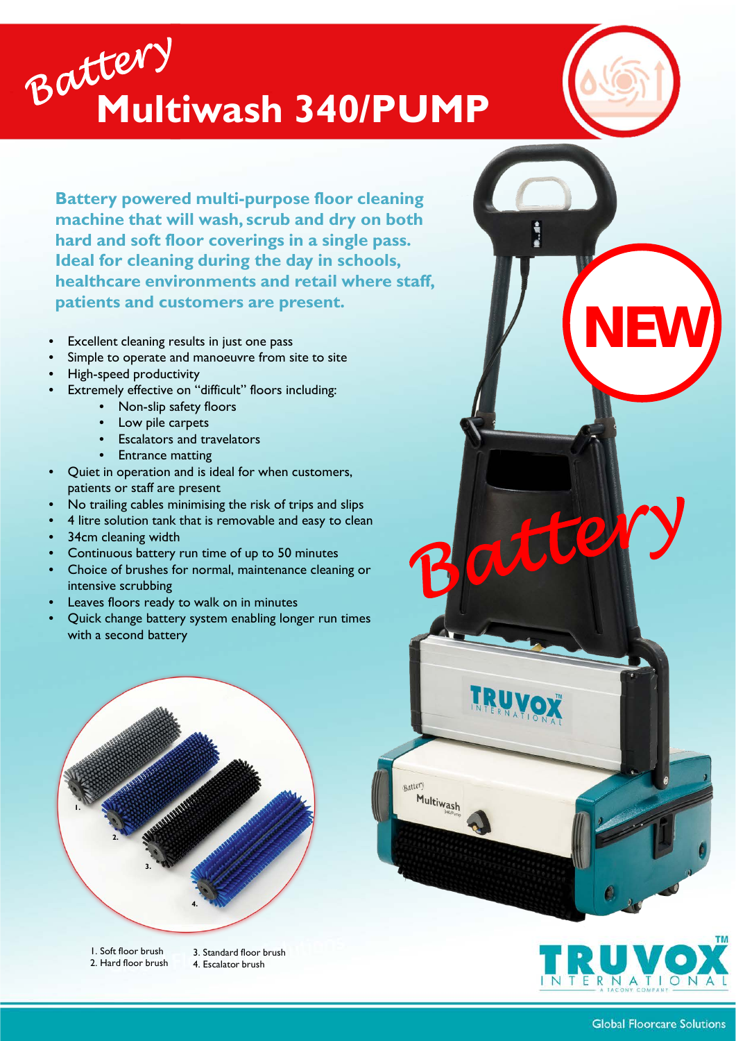# Battery Multiwash 340/PUMP

**Battery powered multi-purpose floor cleaning machine that will wash, scrub and dry on both hard and soft floor coverings in a single pass. Ideal for cleaning during the day in schools, healthcare environments and retail where staff, patients and customers are present.**

- Excellent cleaning results in just one pass
- Simple to operate and manoeuvre from site to site
- High-speed productivity
- Extremely effective on "difficult" floors including:
  - Non-slip safety floors
  - Low pile carpets
  - Escalators and travelators
  - Entrance matting
- Quiet in operation and is ideal for when customers, patients or staff are present
- No trailing cables minimising the risk of trips and slips
- 4 litre solution tank that is removable and easy to clean
- 34cm cleaning width
- Continuous battery run time of up to 50 minutes
- Choice of brushes for normal, maintenance cleaning or intensive scrubbing
- Leaves floors ready to walk on in minutes
- Quick change battery system enabling longer run times with a second battery

NEW

Battery

1. Soft floor brush
2. Hard floor brush
3. Standard floor brush
4. Escalator brush

TRUVOX INTERNATIONAL

Global Floorcare Solutions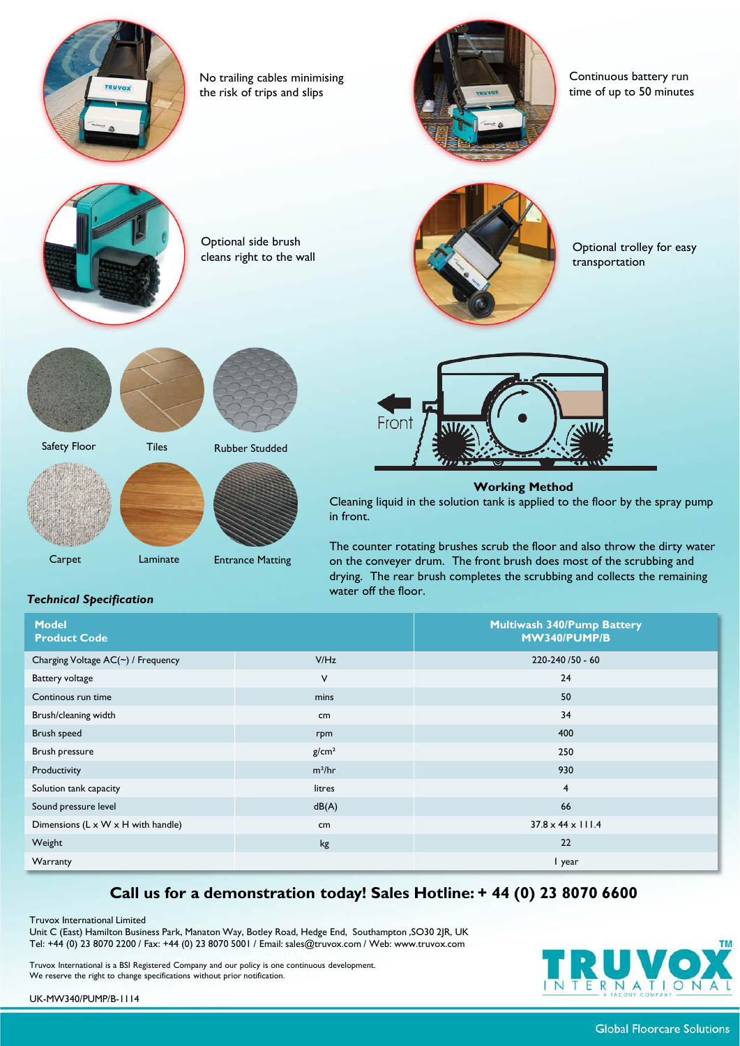No trailing cables minimising the risk of trips and slips

Continuous battery run time of up to 50 minutes

Optional side brush cleans right to the wall

Optional trolley for easy transportation

Safety Floor

Tiles

Rubber Studded

Carpet

Laminate

Entrance Matting

Front

**Working Method**

Cleaning liquid in the solution tank is applied to the floor by the spray pump in front.

The counter rotating brushes scrub the floor and also throw the dirty water on the conveyer drum. The front brush does most of the scrubbing and drying. The rear brush completes the scrubbing and collects the remaining water off the floor.

***Technical Specification***

| Model<br>Product Code | | Multiwash 340/Pump Battery<br>MW340/PUMP/B |
|---|---|---|
| Charging Voltage AC(~) / Frequency | V/Hz | 220-240 /50 - 60 |
| Battery voltage | V | 24 |
| Continous run time | mins | 50 |
| Brush/cleaning width | cm | 34 |
| Brush speed | rpm | 400 |
| Brush pressure | g/cm² | 250 |
| Productivity | m²/hr | 930 |
| Solution tank capacity | litres | 4 |
| Sound pressure level | dB(A) | 66 |
| Dimensions (L x W x H with handle) | cm | 37.8 x 44 x 111.4 |
| Weight | kg | 22 |
| Warranty | | 1 year |

**Call us for a demonstration today! Sales Hotline: + 44 (0) 23 8070 6600**

Truvox International Limited
Unit C (East) Hamilton Business Park, Manaton Way, Botley Road, Hedge End, Southampton ,SO30 2JR, UK
Tel: +44 (0) 23 8070 2200 / Fax: +44 (0) 23 8070 5001 / Email: sales@truvox.com / Web: www.truvox.com

Truvox International is a BSI Registered Company and our policy is one continuous development.
We reserve the right to change specifications without prior notification.

UK-MW340/PUMP/B-1114

TRUVOX™ INTERNATIONAL — A TACONY COMPANY

Global Floorcare Solutions